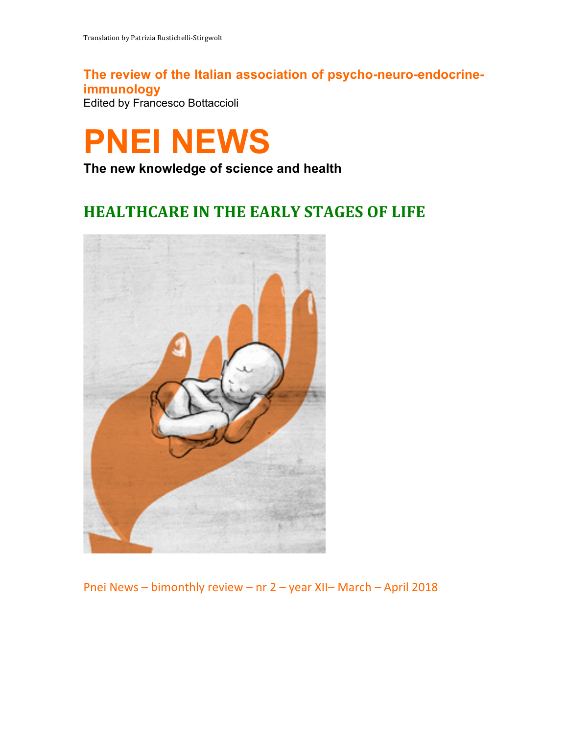Translation by Patrizia Rustichelli-Stirgwolt

**The review of the Italian association of psycho-neuro-endocrine-immunology**

Edited by Francesco Bottaccioli

# PNEI NEWS

**The new knowledge of science and health**

## HEALTHCARE IN THE EARLY STAGES OF LIFE

Pnei News – bimonthly review – nr 2 – year XII– March – April 2018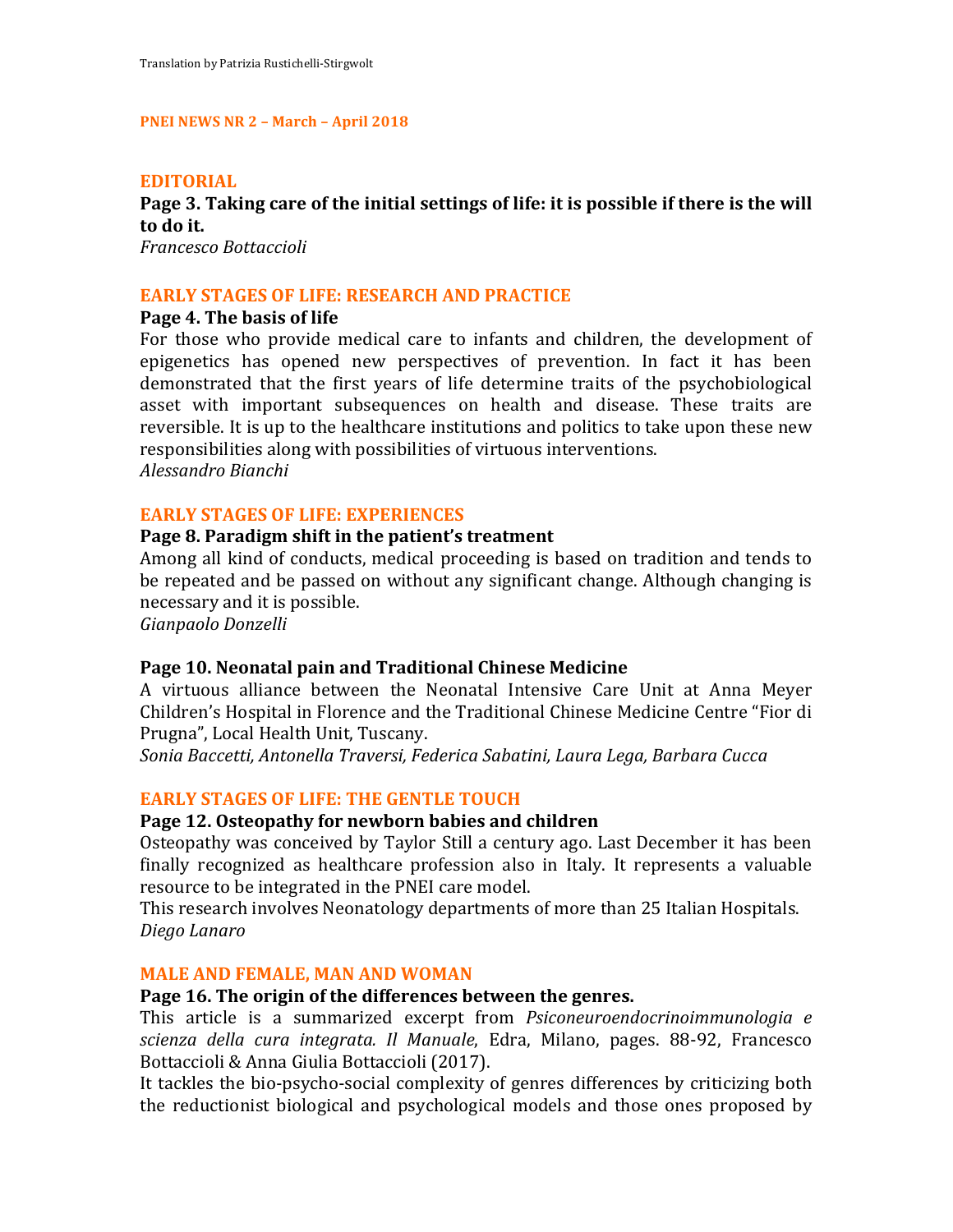Translation by Patrizia Rustichelli-Stirgwolt

**PNEI NEWS NR 2 – March – April 2018**

## EDITORIAL

**Page 3. Taking care of the initial settings of life: it is possible if there is the will to do it.**

*Francesco Bottaccioli*

## EARLY STAGES OF LIFE: RESEARCH AND PRACTICE

**Page 4. The basis of life**

For those who provide medical care to infants and children, the development of epigenetics has opened new perspectives of prevention. In fact it has been demonstrated that the first years of life determine traits of the psychobiological asset with important subsequences on health and disease. These traits are reversible. It is up to the healthcare institutions and politics to take upon these new responsibilities along with possibilities of virtuous interventions.

*Alessandro Bianchi*

## EARLY STAGES OF LIFE: EXPERIENCES

**Page 8. Paradigm shift in the patient's treatment**

Among all kind of conducts, medical proceeding is based on tradition and tends to be repeated and be passed on without any significant change. Although changing is necessary and it is possible.

*Gianpaolo Donzelli*

**Page 10. Neonatal pain and Traditional Chinese Medicine**

A virtuous alliance between the Neonatal Intensive Care Unit at Anna Meyer Children's Hospital in Florence and the Traditional Chinese Medicine Centre "Fior di Prugna", Local Health Unit, Tuscany.

*Sonia Baccetti, Antonella Traversi, Federica Sabatini, Laura Lega, Barbara Cucca*

## EARLY STAGES OF LIFE: THE GENTLE TOUCH

**Page 12. Osteopathy for newborn babies and children**

Osteopathy was conceived by Taylor Still a century ago. Last December it has been finally recognized as healthcare profession also in Italy. It represents a valuable resource to be integrated in the PNEI care model.

This research involves Neonatology departments of more than 25 Italian Hospitals.

*Diego Lanaro*

## MALE AND FEMALE, MAN AND WOMAN

**Page 16. The origin of the differences between the genres.**

This article is a summarized excerpt from *Psiconeuroendocrinoimmunologia e scienza della cura integrata. Il Manuale*, Edra, Milano, pages. 88-92, Francesco Bottaccioli & Anna Giulia Bottaccioli (2017).

It tackles the bio-psycho-social complexity of genres differences by criticizing both the reductionist biological and psychological models and those ones proposed by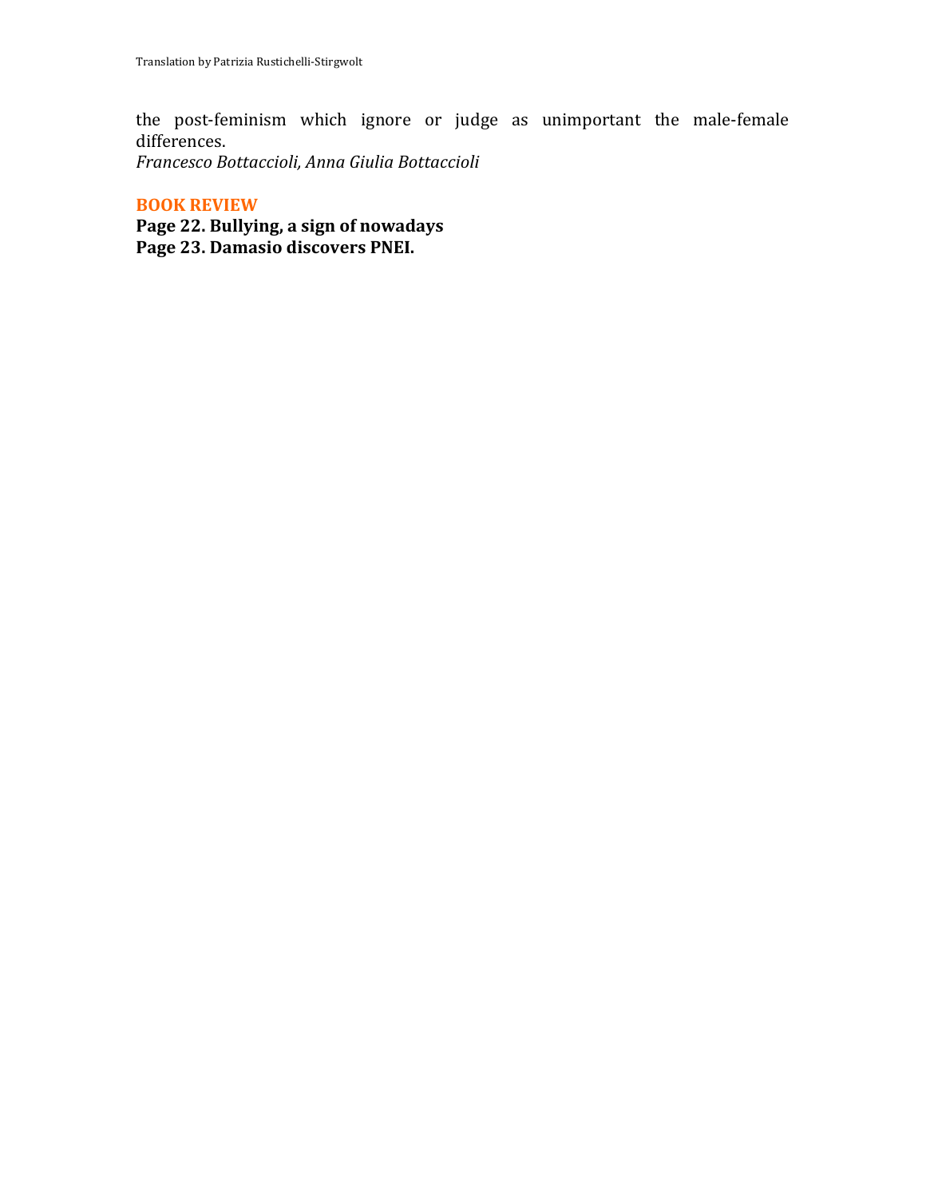the post-feminism which ignore or judge as unimportant the male-female differences.
*Francesco Bottaccioli, Anna Giulia Bottaccioli*

## BOOK REVIEW

**Page 22. Bullying, a sign of nowadays**
**Page 23. Damasio discovers PNEI.**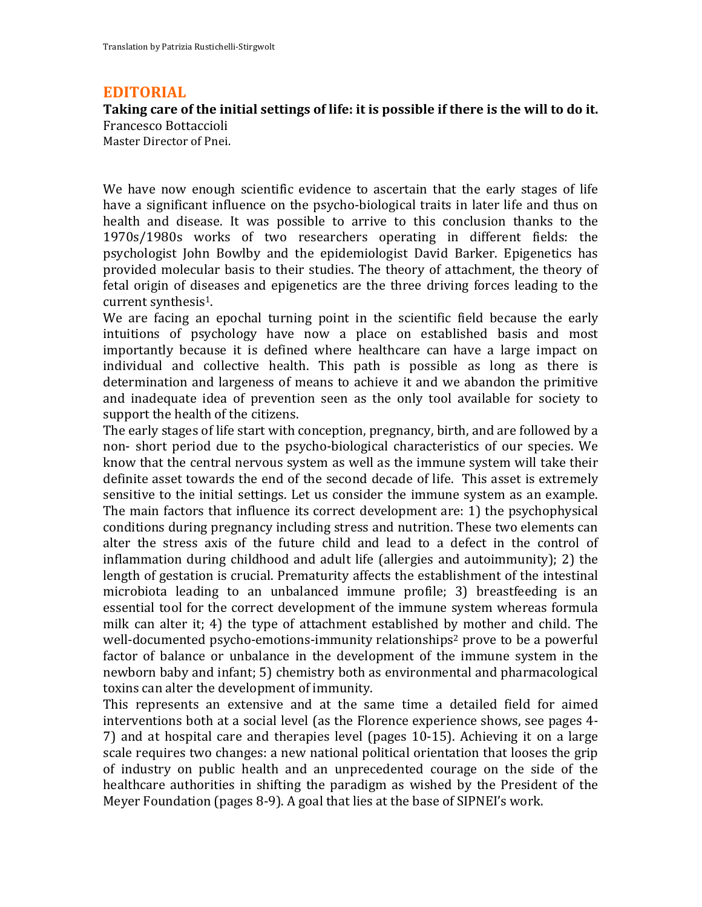Translation by Patrizia Rustichelli-Stirgwolt

## EDITORIAL

**Taking care of the initial settings of life: it is possible if there is the will to do it.**

Francesco Bottaccioli

Master Director of Pnei.

We have now enough scientific evidence to ascertain that the early stages of life have a significant influence on the psycho-biological traits in later life and thus on health and disease. It was possible to arrive to this conclusion thanks to the 1970s/1980s works of two researchers operating in different fields: the psychologist John Bowlby and the epidemiologist David Barker. Epigenetics has provided molecular basis to their studies. The theory of attachment, the theory of fetal origin of diseases and epigenetics are the three driving forces leading to the current synthesis[1].

We are facing an epochal turning point in the scientific field because the early intuitions of psychology have now a place on established basis and most importantly because it is defined where healthcare can have a large impact on individual and collective health. This path is possible as long as there is determination and largeness of means to achieve it and we abandon the primitive and inadequate idea of prevention seen as the only tool available for society to support the health of the citizens.

The early stages of life start with conception, pregnancy, birth, and are followed by a non- short period due to the psycho-biological characteristics of our species. We know that the central nervous system as well as the immune system will take their definite asset towards the end of the second decade of life. This asset is extremely sensitive to the initial settings. Let us consider the immune system as an example. The main factors that influence its correct development are: 1) the psychophysical conditions during pregnancy including stress and nutrition. These two elements can alter the stress axis of the future child and lead to a defect in the control of inflammation during childhood and adult life (allergies and autoimmunity); 2) the length of gestation is crucial. Prematurity affects the establishment of the intestinal microbiota leading to an unbalanced immune profile; 3) breastfeeding is an essential tool for the correct development of the immune system whereas formula milk can alter it; 4) the type of attachment established by mother and child. The well-documented psycho-emotions-immunity relationships[2] prove to be a powerful factor of balance or unbalance in the development of the immune system in the newborn baby and infant; 5) chemistry both as environmental and pharmacological toxins can alter the development of immunity.

This represents an extensive and at the same time a detailed field for aimed interventions both at a social level (as the Florence experience shows, see pages 4-7) and at hospital care and therapies level (pages 10-15). Achieving it on a large scale requires two changes: a new national political orientation that looses the grip of industry on public health and an unprecedented courage on the side of the healthcare authorities in shifting the paradigm as wished by the President of the Meyer Foundation (pages 8-9). A goal that lies at the base of SIPNEI's work.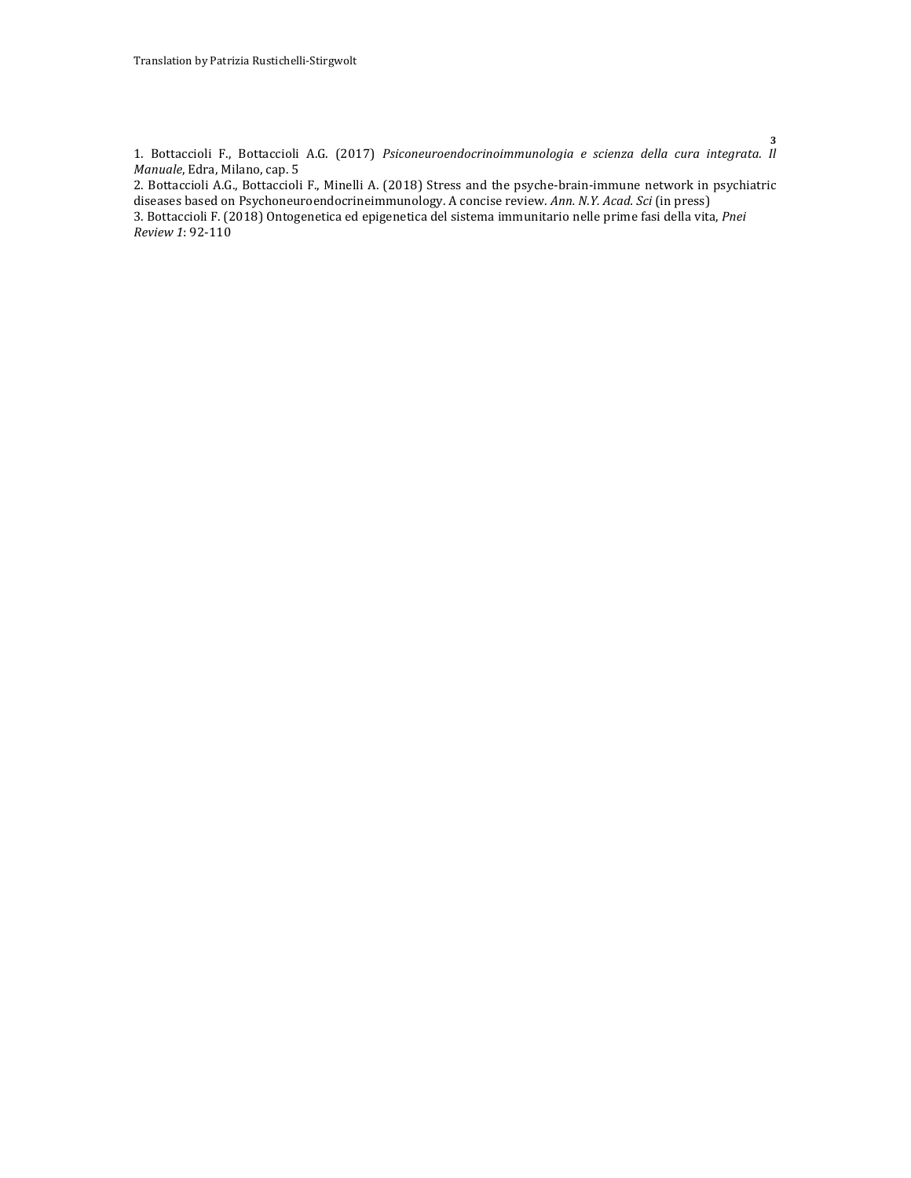1. Bottaccioli F., Bottaccioli A.G. (2017) *Psiconeuroendocrinoimmunologia e scienza della cura integrata. Il Manuale*, Edra, Milano, cap. 5

2. Bottaccioli A.G., Bottaccioli F., Minelli A. (2018) Stress and the psyche-brain-immune network in psychiatric diseases based on Psychoneuroendocrineimmunology. A concise review. *Ann. N.Y. Acad. Sci* (in press)

3. Bottaccioli F. (2018) Ontogenetica ed epigenetica del sistema immunitario nelle prime fasi della vita, *Pnei Review 1*: 92-110